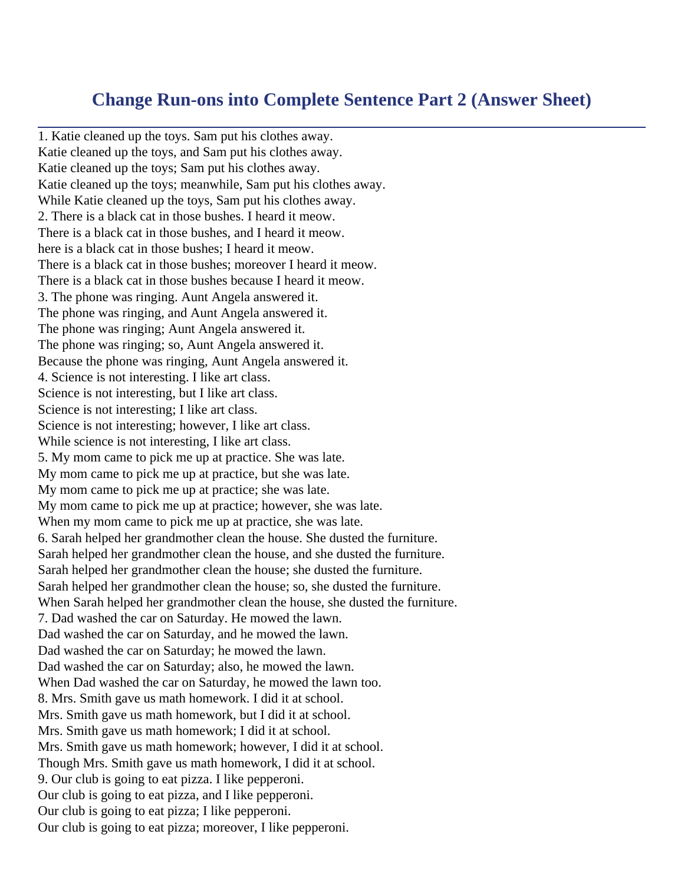# Change Run-ons into Complete Sentence Part 2 (Answer Sheet)

1. Katie cleaned up the toys. Sam put his clothes away.
Katie cleaned up the toys, and Sam put his clothes away.
Katie cleaned up the toys; Sam put his clothes away.
Katie cleaned up the toys; meanwhile, Sam put his clothes away.
While Katie cleaned up the toys, Sam put his clothes away.
2. There is a black cat in those bushes. I heard it meow.
There is a black cat in those bushes, and I heard it meow.
here is a black cat in those bushes; I heard it meow.
There is a black cat in those bushes; moreover I heard it meow.
There is a black cat in those bushes because I heard it meow.
3. The phone was ringing. Aunt Angela answered it.
The phone was ringing, and Aunt Angela answered it.
The phone was ringing; Aunt Angela answered it.
The phone was ringing; so, Aunt Angela answered it.
Because the phone was ringing, Aunt Angela answered it.
4. Science is not interesting. I like art class.
Science is not interesting, but I like art class.
Science is not interesting; I like art class.
Science is not interesting; however, I like art class.
While science is not interesting, I like art class.
5. My mom came to pick me up at practice. She was late.
My mom came to pick me up at practice, but she was late.
My mom came to pick me up at practice; she was late.
My mom came to pick me up at practice; however, she was late.
When my mom came to pick me up at practice, she was late.
6. Sarah helped her grandmother clean the house. She dusted the furniture.
Sarah helped her grandmother clean the house, and she dusted the furniture.
Sarah helped her grandmother clean the house; she dusted the furniture.
Sarah helped her grandmother clean the house; so, she dusted the furniture.
When Sarah helped her grandmother clean the house, she dusted the furniture.
7. Dad washed the car on Saturday. He mowed the lawn.
Dad washed the car on Saturday, and he mowed the lawn.
Dad washed the car on Saturday; he mowed the lawn.
Dad washed the car on Saturday; also, he mowed the lawn.
When Dad washed the car on Saturday, he mowed the lawn too.
8. Mrs. Smith gave us math homework. I did it at school.
Mrs. Smith gave us math homework, but I did it at school.
Mrs. Smith gave us math homework; I did it at school.
Mrs. Smith gave us math homework; however, I did it at school.
Though Mrs. Smith gave us math homework, I did it at school.
9. Our club is going to eat pizza. I like pepperoni.
Our club is going to eat pizza, and I like pepperoni.
Our club is going to eat pizza; I like pepperoni.
Our club is going to eat pizza; moreover, I like pepperoni.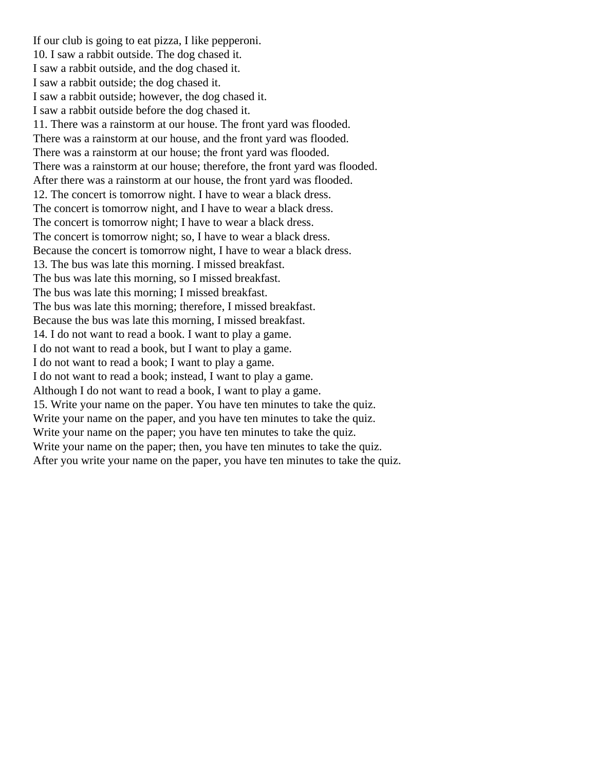If our club is going to eat pizza, I like pepperoni.

10. I saw a rabbit outside. The dog chased it.
I saw a rabbit outside, and the dog chased it.
I saw a rabbit outside; the dog chased it.
I saw a rabbit outside; however, the dog chased it.
I saw a rabbit outside before the dog chased it.

11. There was a rainstorm at our house. The front yard was flooded.
There was a rainstorm at our house, and the front yard was flooded.
There was a rainstorm at our house; the front yard was flooded.
There was a rainstorm at our house; therefore, the front yard was flooded.
After there was a rainstorm at our house, the front yard was flooded.

12. The concert is tomorrow night. I have to wear a black dress.
The concert is tomorrow night, and I have to wear a black dress.
The concert is tomorrow night; I have to wear a black dress.
The concert is tomorrow night; so, I have to wear a black dress.
Because the concert is tomorrow night, I have to wear a black dress.

13. The bus was late this morning. I missed breakfast.
The bus was late this morning, so I missed breakfast.
The bus was late this morning; I missed breakfast.
The bus was late this morning; therefore, I missed breakfast.
Because the bus was late this morning, I missed breakfast.

14. I do not want to read a book. I want to play a game.
I do not want to read a book, but I want to play a game.
I do not want to read a book; I want to play a game.
I do not want to read a book; instead, I want to play a game.
Although I do not want to read a book, I want to play a game.

15. Write your name on the paper. You have ten minutes to take the quiz.
Write your name on the paper, and you have ten minutes to take the quiz.
Write your name on the paper; you have ten minutes to take the quiz.
Write your name on the paper; then, you have ten minutes to take the quiz.
After you write your name on the paper, you have ten minutes to take the quiz.